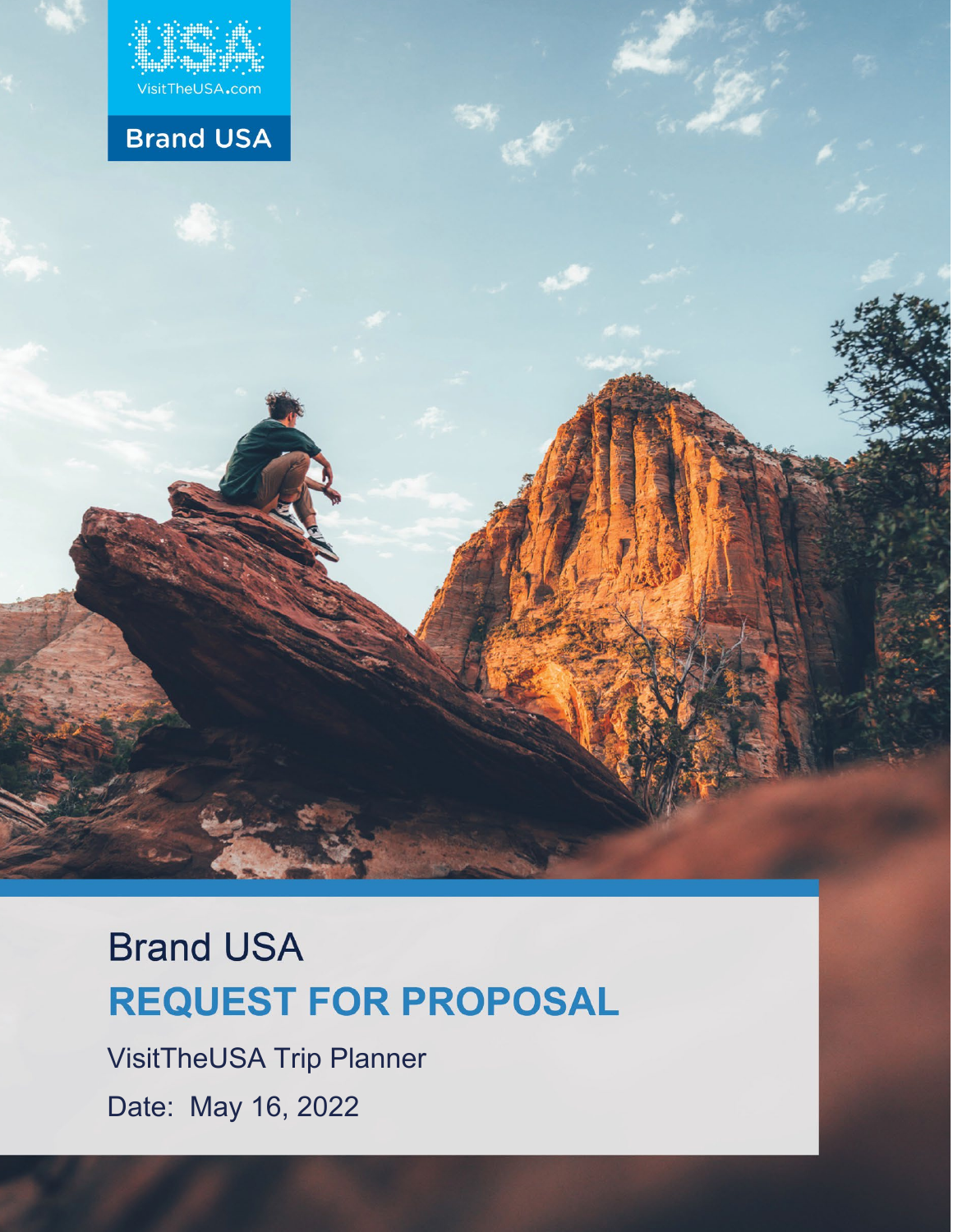VisitTheUSA.com

Brand USA

# Brand USA

## REQUEST FOR PROPOSAL

VisitTheUSA Trip Planner

Date: May 16, 2022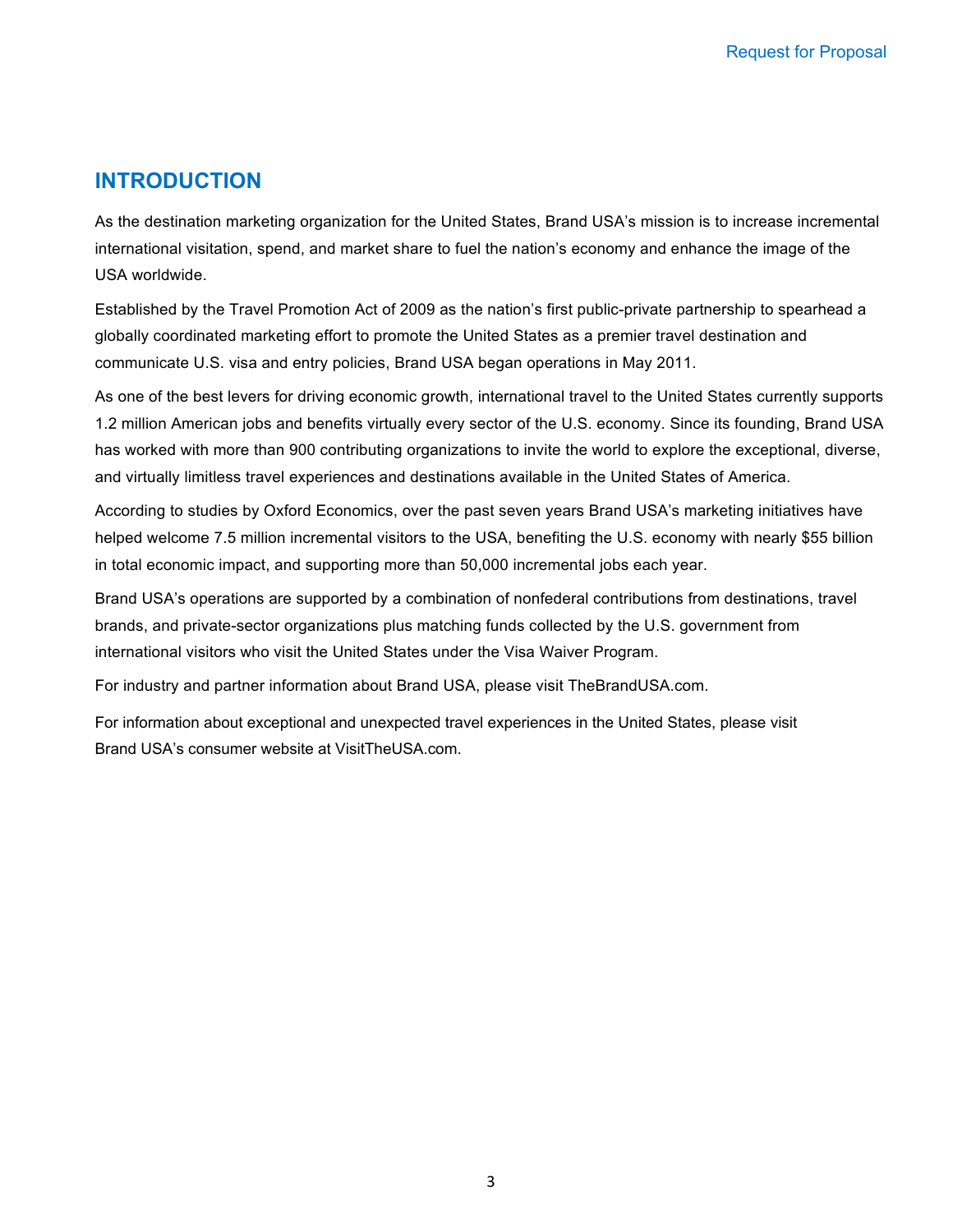## INTRODUCTION

As the destination marketing organization for the United States, Brand USA's mission is to increase incremental international visitation, spend, and market share to fuel the nation's economy and enhance the image of the USA worldwide.

Established by the Travel Promotion Act of 2009 as the nation's first public-private partnership to spearhead a globally coordinated marketing effort to promote the United States as a premier travel destination and communicate U.S. visa and entry policies, Brand USA began operations in May 2011.

As one of the best levers for driving economic growth, international travel to the United States currently supports 1.2 million American jobs and benefits virtually every sector of the U.S. economy. Since its founding, Brand USA has worked with more than 900 contributing organizations to invite the world to explore the exceptional, diverse, and virtually limitless travel experiences and destinations available in the United States of America.

According to studies by Oxford Economics, over the past seven years Brand USA's marketing initiatives have helped welcome 7.5 million incremental visitors to the USA, benefiting the U.S. economy with nearly $55 billion in total economic impact, and supporting more than 50,000 incremental jobs each year.

Brand USA's operations are supported by a combination of nonfederal contributions from destinations, travel brands, and private-sector organizations plus matching funds collected by the U.S. government from international visitors who visit the United States under the Visa Waiver Program.

For industry and partner information about Brand USA, please visit TheBrandUSA.com.

For information about exceptional and unexpected travel experiences in the United States, please visit Brand USA's consumer website at VisitTheUSA.com.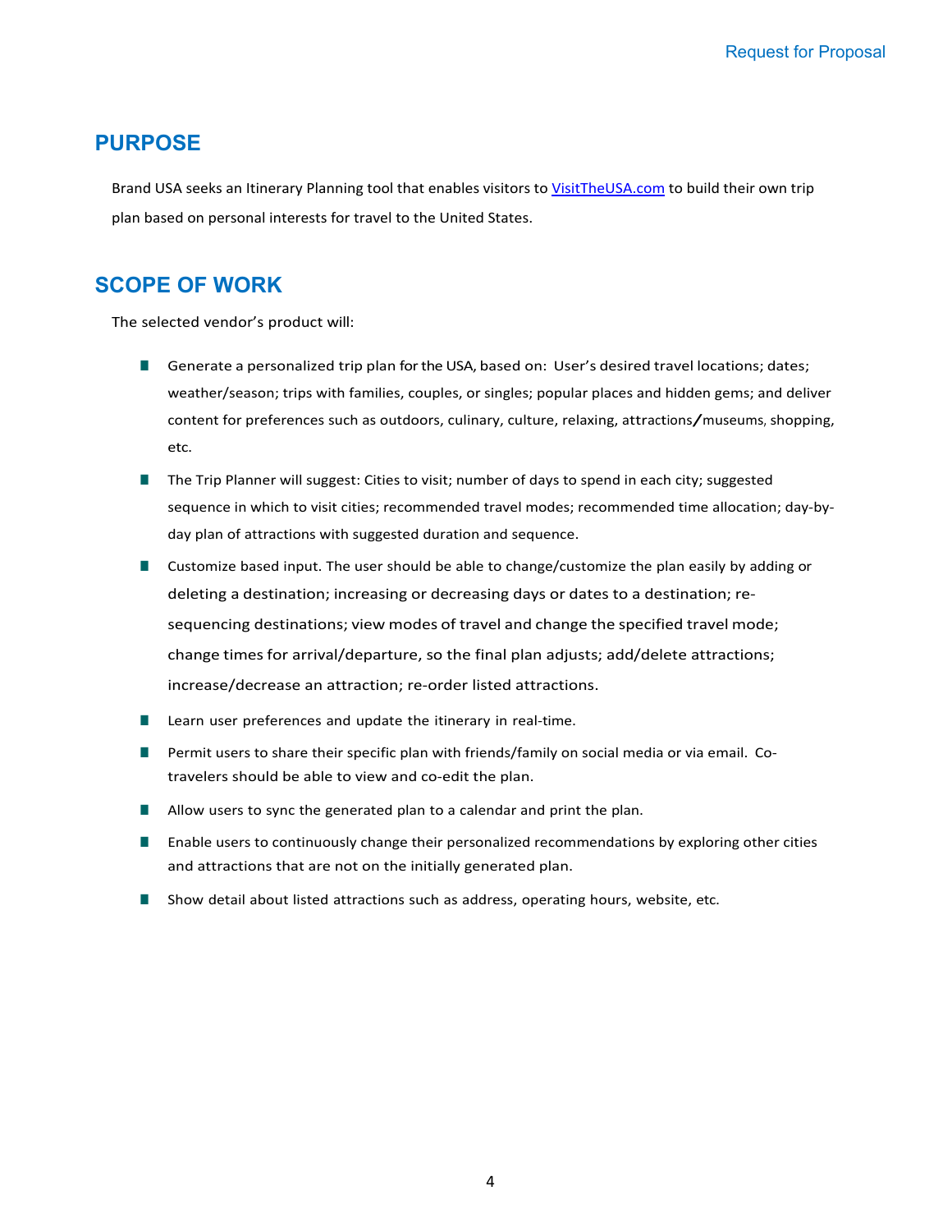## PURPOSE

Brand USA seeks an Itinerary Planning tool that enables visitors to [VisitTheUSA.com](VisitTheUSA.com) to build their own trip plan based on personal interests for travel to the United States.

## SCOPE OF WORK

The selected vendor's product will:

- Generate a personalized trip plan for the USA, based on: User's desired travel locations; dates; weather/season; trips with families, couples, or singles; popular places and hidden gems; and deliver content for preferences such as outdoors, culinary, culture, relaxing, attractions/museums, shopping, etc.
- The Trip Planner will suggest: Cities to visit; number of days to spend in each city; suggested sequence in which to visit cities; recommended travel modes; recommended time allocation; day-by-day plan of attractions with suggested duration and sequence.
- Customize based input. The user should be able to change/customize the plan easily by adding or deleting a destination; increasing or decreasing days or dates to a destination; re-sequencing destinations; view modes of travel and change the specified travel mode; change times for arrival/departure, so the final plan adjusts; add/delete attractions; increase/decrease an attraction; re-order listed attractions.
- Learn user preferences and update the itinerary in real-time.
- Permit users to share their specific plan with friends/family on social media or via email. Co-travelers should be able to view and co-edit the plan.
- Allow users to sync the generated plan to a calendar and print the plan.
- Enable users to continuously change their personalized recommendations by exploring other cities and attractions that are not on the initially generated plan.
- Show detail about listed attractions such as address, operating hours, website, etc.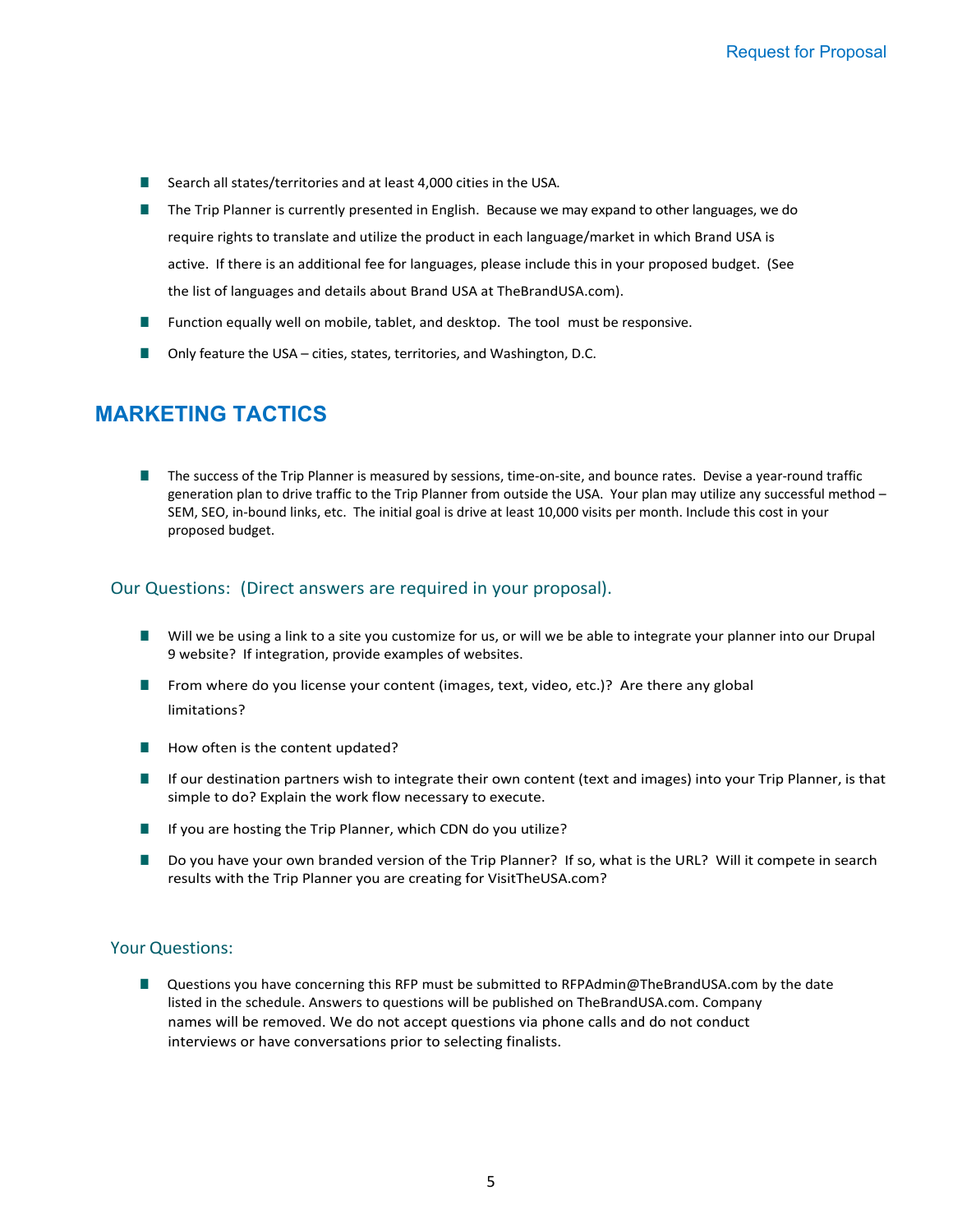- Search all states/territories and at least 4,000 cities in the USA.
- The Trip Planner is currently presented in English. Because we may expand to other languages, we do require rights to translate and utilize the product in each language/market in which Brand USA is active. If there is an additional fee for languages, please include this in your proposed budget. (See the list of languages and details about Brand USA at TheBrandUSA.com).
- Function equally well on mobile, tablet, and desktop. The tool must be responsive.
- Only feature the USA – cities, states, territories, and Washington, D.C.

## MARKETING TACTICS

- The success of the Trip Planner is measured by sessions, time-on-site, and bounce rates. Devise a year-round traffic generation plan to drive traffic to the Trip Planner from outside the USA. Your plan may utilize any successful method – SEM, SEO, in-bound links, etc. The initial goal is drive at least 10,000 visits per month. Include this cost in your proposed budget.

### Our Questions: (Direct answers are required in your proposal).

- Will we be using a link to a site you customize for us, or will we be able to integrate your planner into our Drupal 9 website? If integration, provide examples of websites.
- From where do you license your content (images, text, video, etc.)? Are there any global limitations?
- How often is the content updated?
- If our destination partners wish to integrate their own content (text and images) into your Trip Planner, is that simple to do? Explain the work flow necessary to execute.
- If you are hosting the Trip Planner, which CDN do you utilize?
- Do you have your own branded version of the Trip Planner? If so, what is the URL? Will it compete in search results with the Trip Planner you are creating for VisitTheUSA.com?

### Your Questions:

- Questions you have concerning this RFP must be submitted to RFPAdmin@TheBrandUSA.com by the date listed in the schedule. Answers to questions will be published on TheBrandUSA.com. Company names will be removed. We do not accept questions via phone calls and do not conduct interviews or have conversations prior to selecting finalists.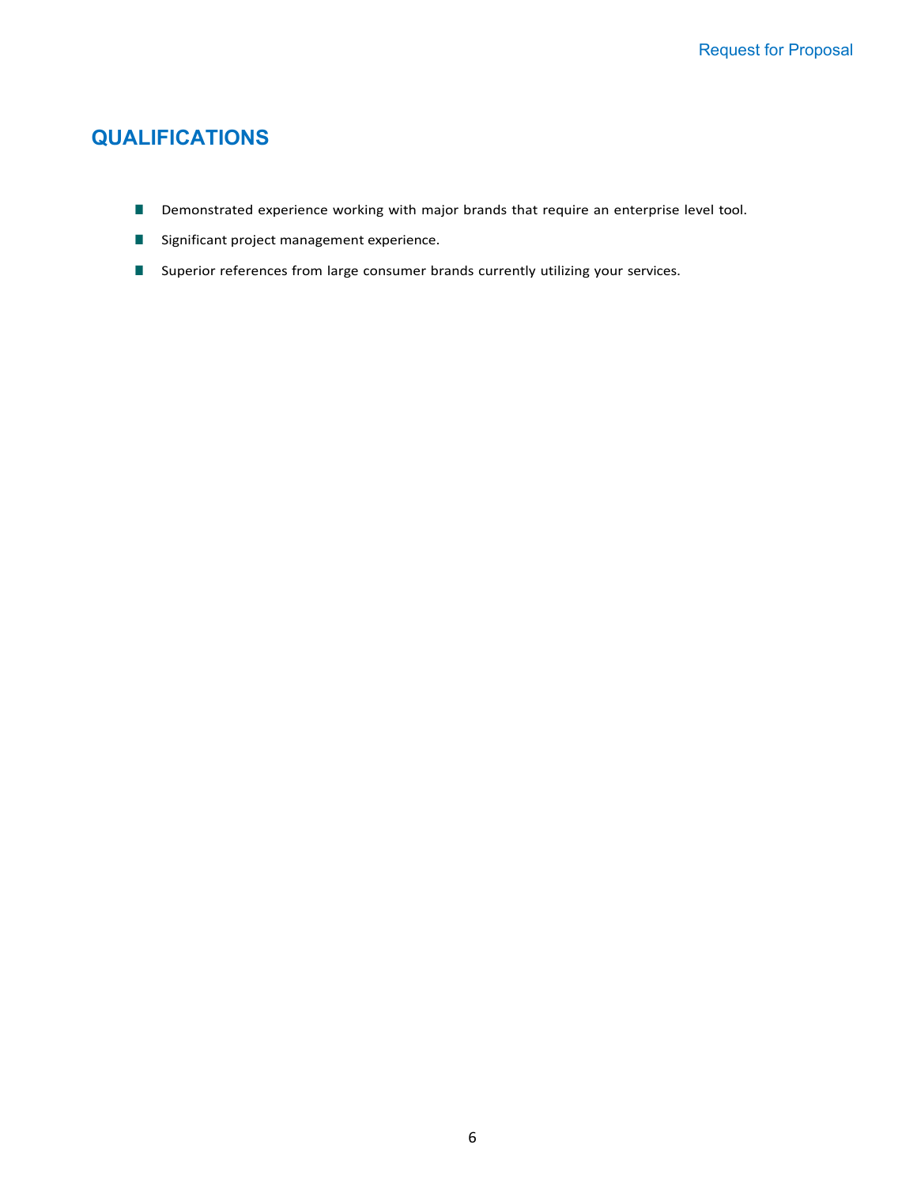## QUALIFICATIONS

- Demonstrated experience working with major brands that require an enterprise level tool.
- Significant project management experience.
- Superior references from large consumer brands currently utilizing your services.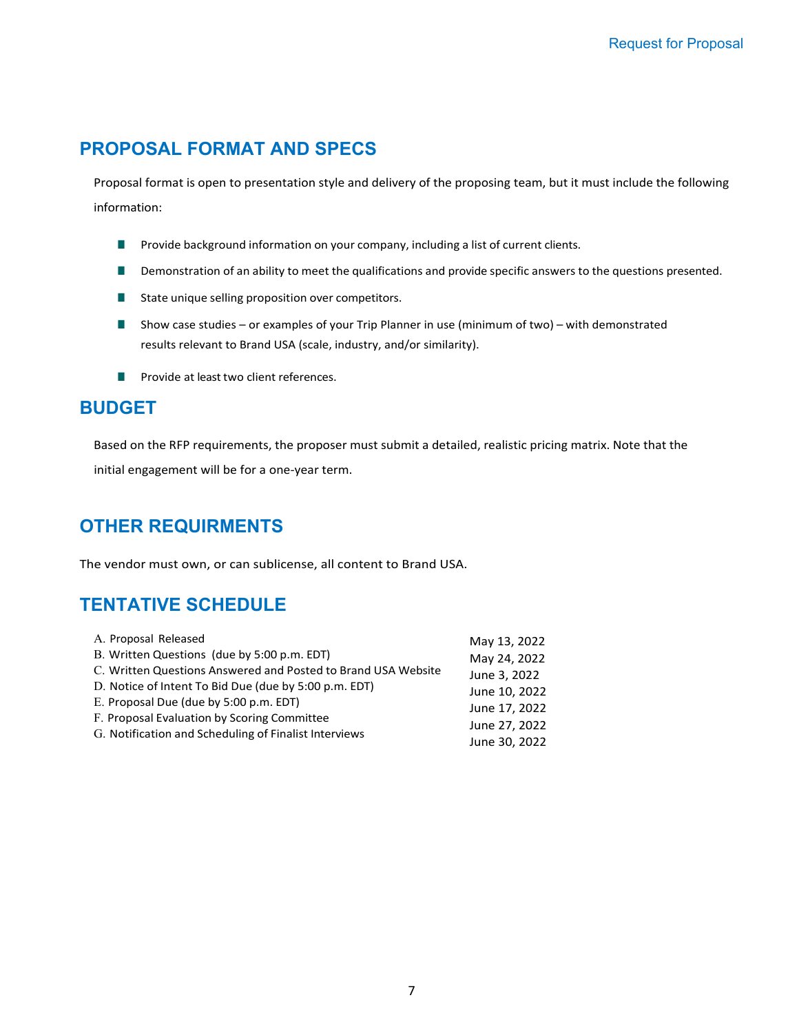## PROPOSAL FORMAT AND SPECS

Proposal format is open to presentation style and delivery of the proposing team, but it must include the following information:

- Provide background information on your company, including a list of current clients.
- Demonstration of an ability to meet the qualifications and provide specific answers to the questions presented.
- State unique selling proposition over competitors.
- Show case studies – or examples of your Trip Planner in use (minimum of two) – with demonstrated results relevant to Brand USA (scale, industry, and/or similarity).
- Provide at least two client references.

## BUDGET

Based on the RFP requirements, the proposer must submit a detailed, realistic pricing matrix. Note that the initial engagement will be for a one-year term.

## OTHER REQUIRMENTS

The vendor must own, or can sublicense, all content to Brand USA.

## TENTATIVE SCHEDULE

| | |
|---|---|
| A. Proposal Released | May 13, 2022 |
| B. Written Questions (due by 5:00 p.m. EDT) | May 24, 2022 |
| C. Written Questions Answered and Posted to Brand USA Website | June 3, 2022 |
| D. Notice of Intent To Bid Due (due by 5:00 p.m. EDT) | June 10, 2022 |
| E. Proposal Due (due by 5:00 p.m. EDT) | June 17, 2022 |
| F. Proposal Evaluation by Scoring Committee | June 27, 2022 |
| G. Notification and Scheduling of Finalist Interviews | June 30, 2022 |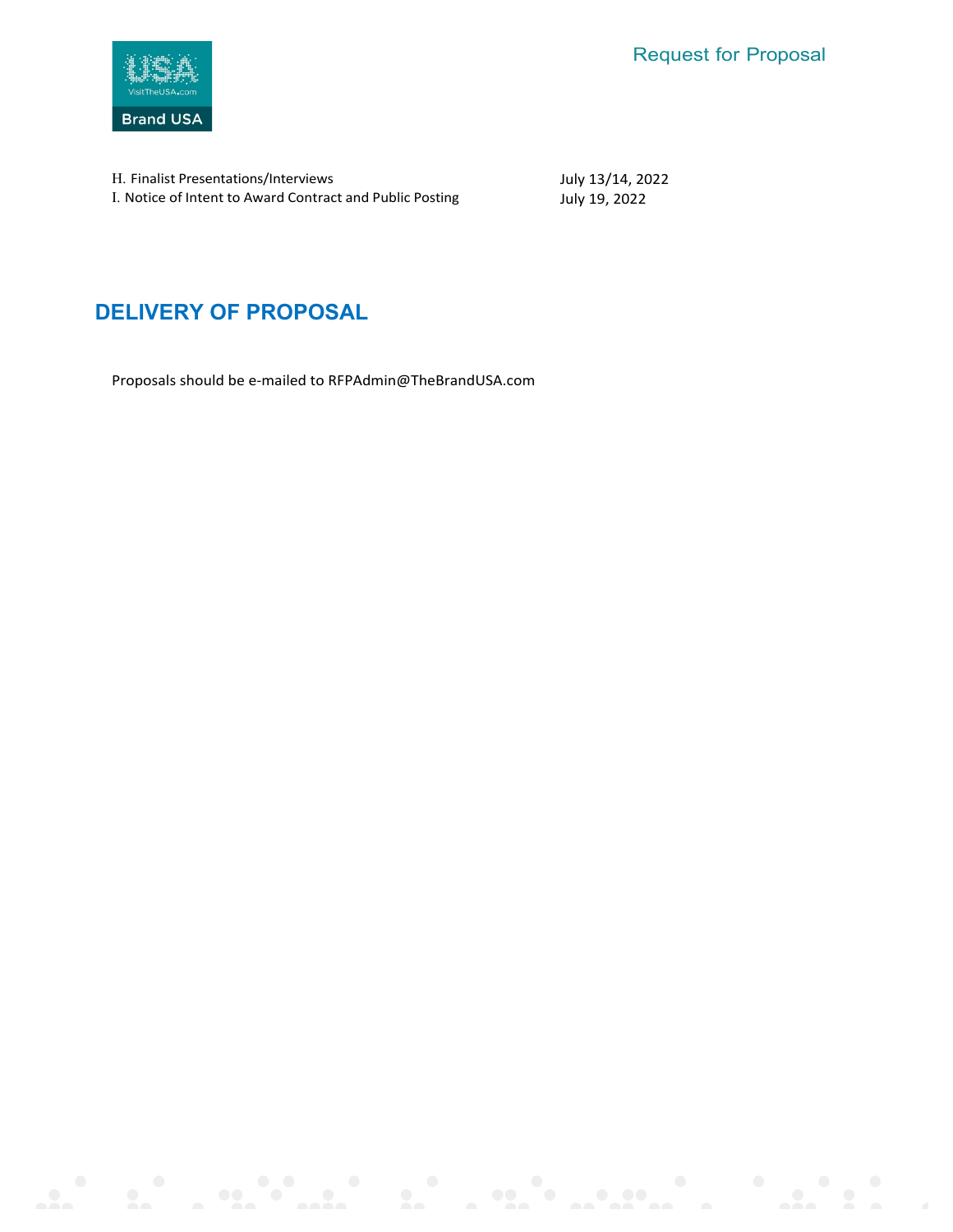| | |
|---|---|
| H. Finalist Presentations/Interviews | July 13/14, 2022 |
| I. Notice of Intent to Award Contract and Public Posting | July 19, 2022 |

## DELIVERY OF PROPOSAL

Proposals should be e-mailed to RFPAdmin@TheBrandUSA.com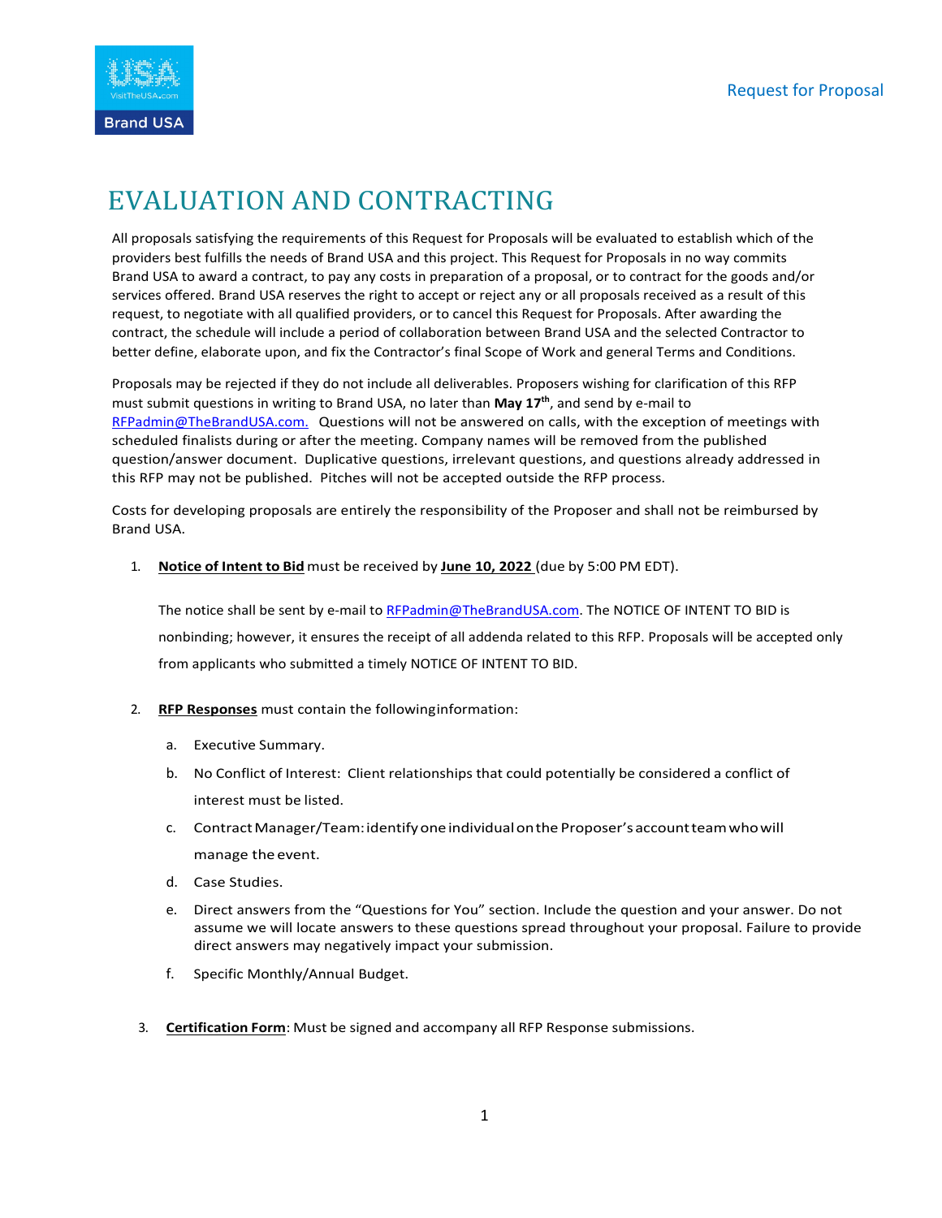# EVALUATION AND CONTRACTING

All proposals satisfying the requirements of this Request for Proposals will be evaluated to establish which of the providers best fulfills the needs of Brand USA and this project. This Request for Proposals in no way commits Brand USA to award a contract, to pay any costs in preparation of a proposal, or to contract for the goods and/or services offered. Brand USA reserves the right to accept or reject any or all proposals received as a result of this request, to negotiate with all qualified providers, or to cancel this Request for Proposals. After awarding the contract, the schedule will include a period of collaboration between Brand USA and the selected Contractor to better define, elaborate upon, and fix the Contractor's final Scope of Work and general Terms and Conditions.

Proposals may be rejected if they do not include all deliverables. Proposers wishing for clarification of this RFP must submit questions in writing to Brand USA, no later than **May 17th**, and send by e-mail to RFPadmin@TheBrandUSA.com. Questions will not be answered on calls, with the exception of meetings with scheduled finalists during or after the meeting. Company names will be removed from the published question/answer document. Duplicative questions, irrelevant questions, and questions already addressed in this RFP may not be published. Pitches will not be accepted outside the RFP process.

Costs for developing proposals are entirely the responsibility of the Proposer and shall not be reimbursed by Brand USA.

1. **Notice of Intent to Bid** must be received by **June 10, 2022** (due by 5:00 PM EDT).

   The notice shall be sent by e-mail to RFPadmin@TheBrandUSA.com. The NOTICE OF INTENT TO BID is nonbinding; however, it ensures the receipt of all addenda related to this RFP. Proposals will be accepted only from applicants who submitted a timely NOTICE OF INTENT TO BID.

2. **RFP Responses** must contain the following information:

   a. Executive Summary.
   
   b. No Conflict of Interest: Client relationships that could potentially be considered a conflict of interest must be listed.
   
   c. Contract Manager/Team: identify one individual on the Proposer's account team who will manage the event.
   
   d. Case Studies.
   
   e. Direct answers from the "Questions for You" section. Include the question and your answer. Do not assume we will locate answers to these questions spread throughout your proposal. Failure to provide direct answers may negatively impact your submission.
   
   f. Specific Monthly/Annual Budget.

3. **Certification Form**: Must be signed and accompany all RFP Response submissions.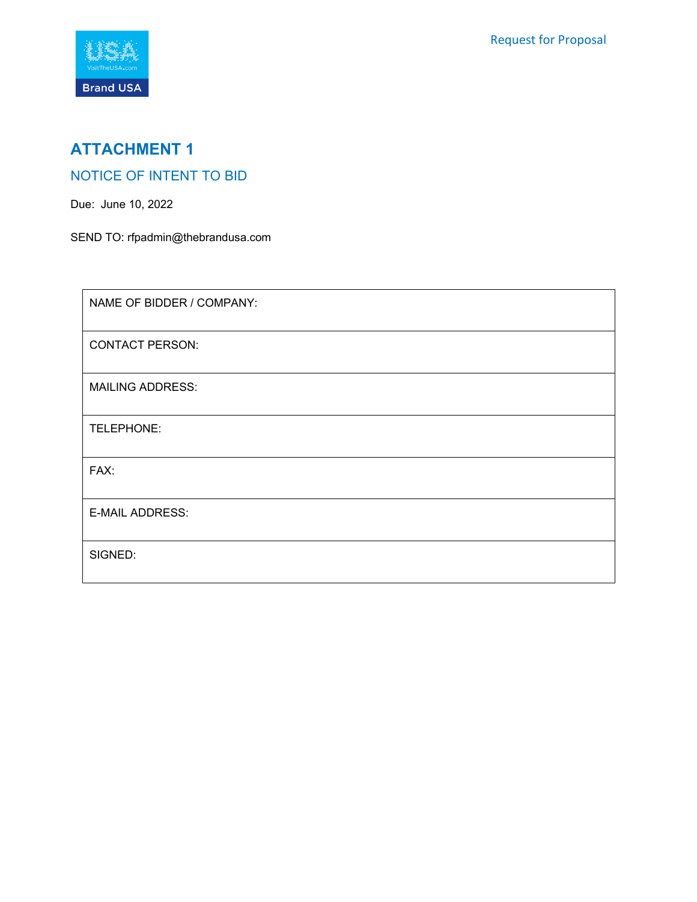# ATTACHMENT 1

## NOTICE OF INTENT TO BID

Due: June 10, 2022

SEND TO: rfpadmin@thebrandusa.com

| NAME OF BIDDER / COMPANY: |
|---|
| CONTACT PERSON: |
| MAILING ADDRESS: |
| TELEPHONE: |
| FAX: |
| E-MAIL ADDRESS: |
| SIGNED: |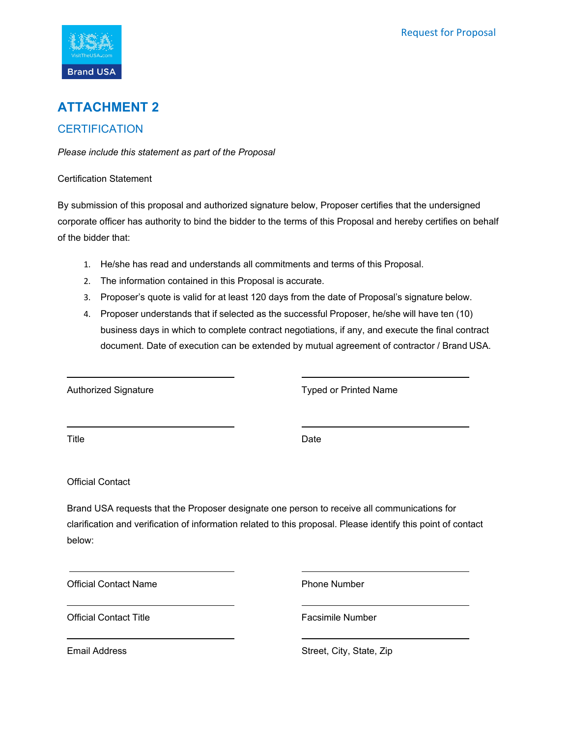# ATTACHMENT 2

## CERTIFICATION

*Please include this statement as part of the Proposal*

Certification Statement

By submission of this proposal and authorized signature below, Proposer certifies that the undersigned corporate officer has authority to bind the bidder to the terms of this Proposal and hereby certifies on behalf of the bidder that:

1. He/she has read and understands all commitments and terms of this Proposal.
2. The information contained in this Proposal is accurate.
3. Proposer's quote is valid for at least 120 days from the date of Proposal's signature below.
4. Proposer understands that if selected as the successful Proposer, he/she will have ten (10) business days in which to complete contract negotiations, if any, and execute the final contract document. Date of execution can be extended by mutual agreement of contractor / Brand USA.

| ______________________________ | ______________________________ |
|---|---|
| Authorized Signature | Typed or Printed Name |
| ______________________________ | ______________________________ |
| Title | Date |

Official Contact

Brand USA requests that the Proposer designate one person to receive all communications for clarification and verification of information related to this proposal. Please identify this point of contact below:

| ______________________________ | ______________________________ |
|---|---|
| Official Contact Name | Phone Number |
| ______________________________ | ______________________________ |
| Official Contact Title | Facsimile Number |
| ______________________________ | ______________________________ |
| Email Address | Street, City, State, Zip |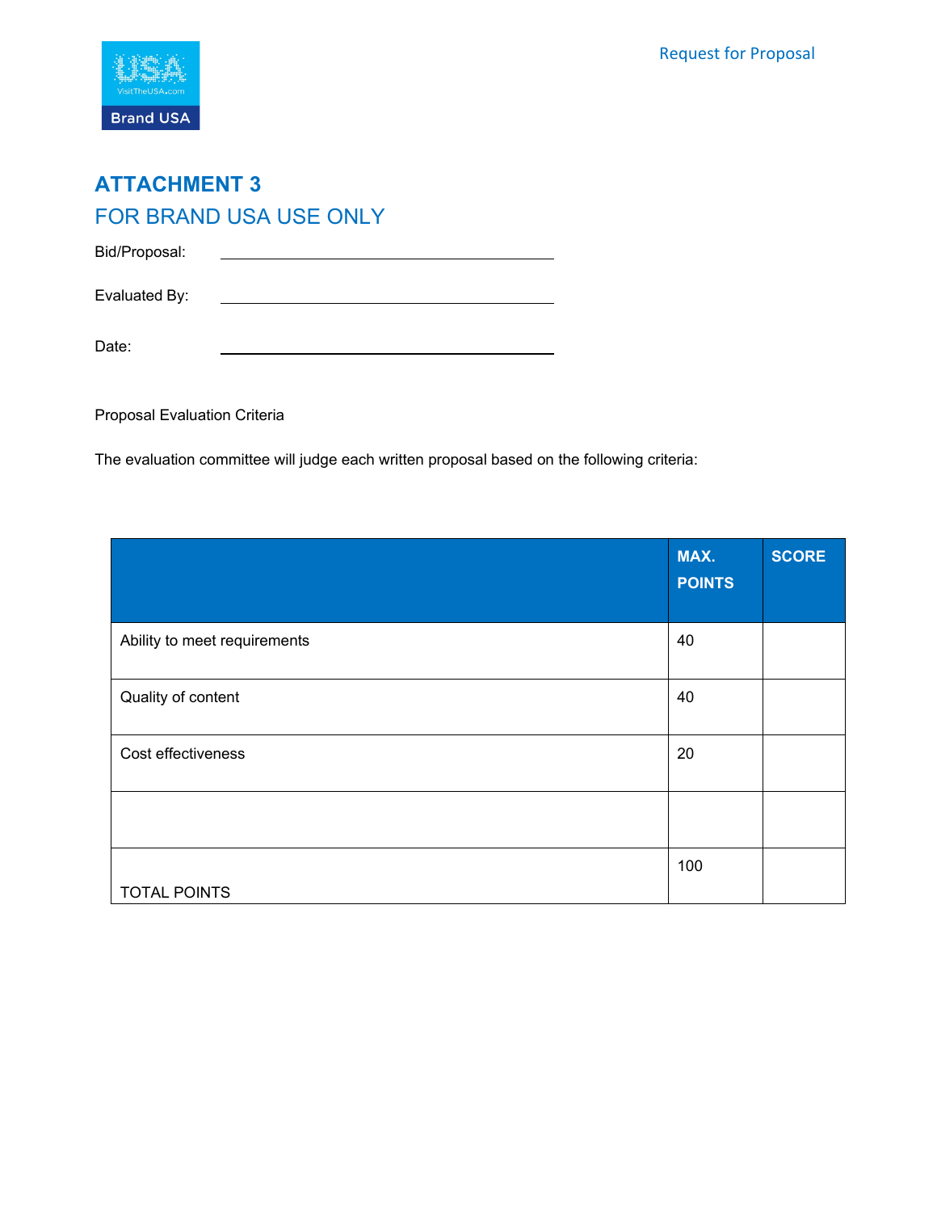# ATTACHMENT 3

## FOR BRAND USA USE ONLY

Bid/Proposal: ______________________________

Evaluated By: ______________________________

Date: ______________________________

Proposal Evaluation Criteria

The evaluation committee will judge each written proposal based on the following criteria:

| | MAX. POINTS | SCORE |
|---|---|---|
| Ability to meet requirements | 40 | |
| Quality of content | 40 | |
| Cost effectiveness | 20 | |
| | | |
| TOTAL POINTS | 100 | |